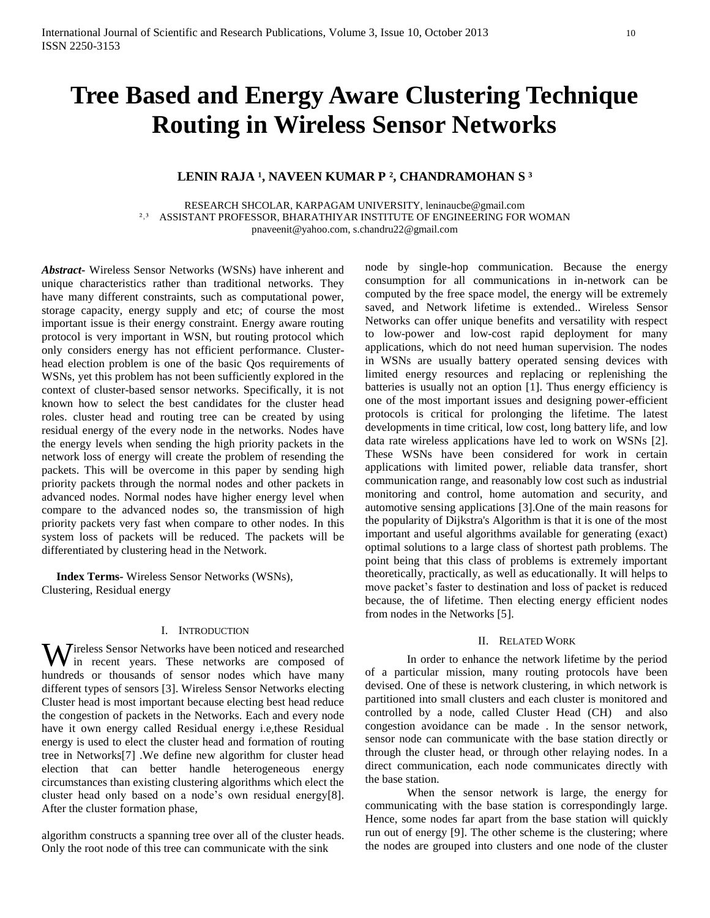# Tree Based and Energy Aware Clustering Technique Routing in Wireless Sensor Networks

**LENIN RAJA [1], NAVEEN KUMAR P [2], CHANDRAMOHAN S [3]**

RESEARCH SHCOLAR, KARPAGAM UNIVERSITY, leninaucbe@gmail.com
[2,3] ASSISTANT PROFESSOR, BHARATHIYAR INSTITUTE OF ENGINEERING FOR WOMAN
pnaveenit@yahoo.com, s.chandru22@gmail.com

***Abstract***- Wireless Sensor Networks (WSNs) have inherent and unique characteristics rather than traditional networks. They have many different constraints, such as computational power, storage capacity, energy supply and etc; of course the most important issue is their energy constraint. Energy aware routing protocol is very important in WSN, but routing protocol which only considers energy has not efficient performance. Cluster-head election problem is one of the basic Qos requirements of WSNs, yet this problem has not been sufficiently explored in the context of cluster-based sensor networks. Specifically, it is not known how to select the best candidates for the cluster head roles. cluster head and routing tree can be created by using residual energy of the every node in the networks. Nodes have the energy levels when sending the high priority packets in the network loss of energy will create the problem of resending the packets. This will be overcome in this paper by sending high priority packets through the normal nodes and other packets in advanced nodes. Normal nodes have higher energy level when compare to the advanced nodes so, the transmission of high priority packets very fast when compare to other nodes. In this system loss of packets will be reduced. The packets will be differentiated by clustering head in the Network.

**Index Terms-** Wireless Sensor Networks (WSNs), Clustering, Residual energy

## I. Introduction

Wireless Sensor Networks have been noticed and researched in recent years. These networks are composed of hundreds or thousands of sensor nodes which have many different types of sensors [3]. Wireless Sensor Networks electing Cluster head is most important because electing best head reduce the congestion of packets in the Networks. Each and every node have it own energy called Residual energy i.e,these Residual energy is used to elect the cluster head and formation of routing tree in Networks[7] .We define new algorithm for cluster head election that can better handle heterogeneous energy circumstances than existing clustering algorithms which elect the cluster head only based on a node's own residual energy[8]. After the cluster formation phase,

algorithm constructs a spanning tree over all of the cluster heads. Only the root node of this tree can communicate with the sink node by single-hop communication. Because the energy consumption for all communications in in-network can be computed by the free space model, the energy will be extremely saved, and Network lifetime is extended.. Wireless Sensor Networks can offer unique benefits and versatility with respect to low-power and low-cost rapid deployment for many applications, which do not need human supervision. The nodes in WSNs are usually battery operated sensing devices with limited energy resources and replacing or replenishing the batteries is usually not an option [1]. Thus energy efficiency is one of the most important issues and designing power-efficient protocols is critical for prolonging the lifetime. The latest developments in time critical, low cost, long battery life, and low data rate wireless applications have led to work on WSNs [2]. These WSNs have been considered for work in certain applications with limited power, reliable data transfer, short communication range, and reasonably low cost such as industrial monitoring and control, home automation and security, and automotive sensing applications [3].One of the main reasons for the popularity of Dijkstra's Algorithm is that it is one of the most important and useful algorithms available for generating (exact) optimal solutions to a large class of shortest path problems. The point being that this class of problems is extremely important theoretically, practically, as well as educationally. It will helps to move packet's faster to destination and loss of packet is reduced because, the of lifetime. Then electing energy efficient nodes from nodes in the Networks [5].

## II. Related Work

In order to enhance the network lifetime by the period of a particular mission, many routing protocols have been devised. One of these is network clustering, in which network is partitioned into small clusters and each cluster is monitored and controlled by a node, called Cluster Head (CH) and also congestion avoidance can be made . In the sensor network, sensor node can communicate with the base station directly or through the cluster head, or through other relaying nodes. In a direct communication, each node communicates directly with the base station.

When the sensor network is large, the energy for communicating with the base station is correspondingly large. Hence, some nodes far apart from the base station will quickly run out of energy [9]. The other scheme is the clustering; where the nodes are grouped into clusters and one node of the cluster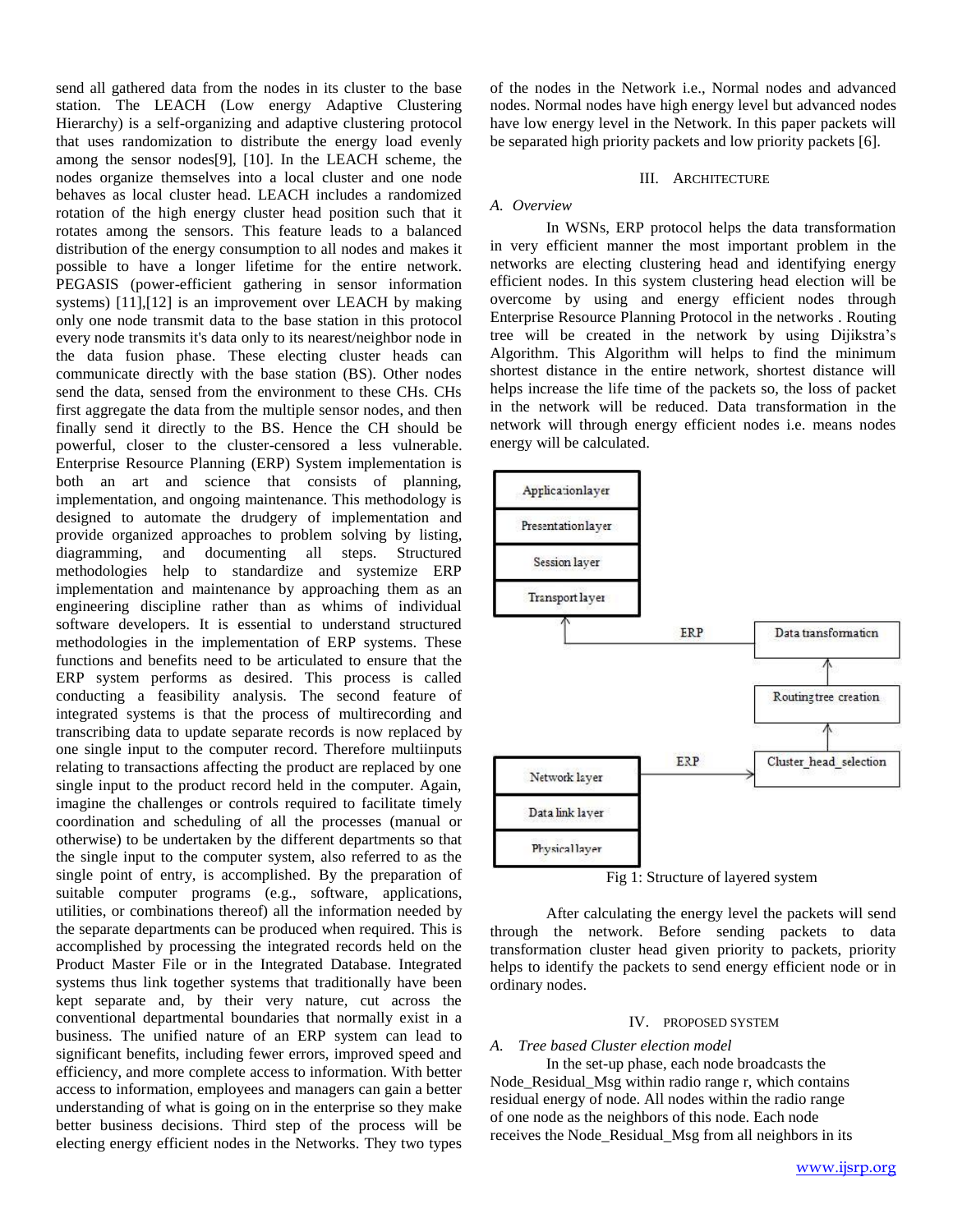send all gathered data from the nodes in its cluster to the base station. The LEACH (Low energy Adaptive Clustering Hierarchy) is a self-organizing and adaptive clustering protocol that uses randomization to distribute the energy load evenly among the sensor nodes[9], [10]. In the LEACH scheme, the nodes organize themselves into a local cluster and one node behaves as local cluster head. LEACH includes a randomized rotation of the high energy cluster head position such that it rotates among the sensors. This feature leads to a balanced distribution of the energy consumption to all nodes and makes it possible to have a longer lifetime for the entire network. PEGASIS (power-efficient gathering in sensor information systems) [11],[12] is an improvement over LEACH by making only one node transmit data to the base station in this protocol every node transmits it's data only to its nearest/neighbor node in the data fusion phase. These electing cluster heads can communicate directly with the base station (BS). Other nodes send the data, sensed from the environment to these CHs. CHs first aggregate the data from the multiple sensor nodes, and then finally send it directly to the BS. Hence the CH should be powerful, closer to the cluster-censored a less vulnerable. Enterprise Resource Planning (ERP) System implementation is both an art and science that consists of planning, implementation, and ongoing maintenance. This methodology is designed to automate the drudgery of implementation and provide organized approaches to problem solving by listing, diagramming, and documenting all steps. Structured methodologies help to standardize and systemize ERP implementation and maintenance by approaching them as an engineering discipline rather than as whims of individual software developers. It is essential to understand structured methodologies in the implementation of ERP systems. These functions and benefits need to be articulated to ensure that the ERP system performs as desired. This process is called conducting a feasibility analysis. The second feature of integrated systems is that the process of multirecording and transcribing data to update separate records is now replaced by one single input to the computer record. Therefore multiinputs relating to transactions affecting the product are replaced by one single input to the product record held in the computer. Again, imagine the challenges or controls required to facilitate timely coordination and scheduling of all the processes (manual or otherwise) to be undertaken by the different departments so that the single input to the computer system, also referred to as the single point of entry, is accomplished. By the preparation of suitable computer programs (e.g., software, applications, utilities, or combinations thereof) all the information needed by the separate departments can be produced when required. This is accomplished by processing the integrated records held on the Product Master File or in the Integrated Database. Integrated systems thus link together systems that traditionally have been kept separate and, by their very nature, cut across the conventional departmental boundaries that normally exist in a business. The unified nature of an ERP system can lead to significant benefits, including fewer errors, improved speed and efficiency, and more complete access to information. With better access to information, employees and managers can gain a better understanding of what is going on in the enterprise so they make better business decisions. Third step of the process will be electing energy efficient nodes in the Networks. They two types of the nodes in the Network i.e., Normal nodes and advanced nodes. Normal nodes have high energy level but advanced nodes have low energy level in the Network. In this paper packets will be separated high priority packets and low priority packets [6].

## III. Architecture

### A. Overview

In WSNs, ERP protocol helps the data transformation in very efficient manner the most important problem in the networks are electing clustering head and identifying energy efficient nodes. In this system clustering head election will be overcome by using and energy efficient nodes through Enterprise Resource Planning Protocol in the networks . Routing tree will be created in the network by using Dijikstra's Algorithm. This Algorithm will helps to find the minimum shortest distance in the entire network, shortest distance will helps increase the life time of the packets so, the loss of packet in the network will be reduced. Data transformation in the network will through energy efficient nodes i.e. means nodes energy will be calculated.

Application layer
Presentation layer
Session layer
Transport layer
ERP
Data transformation
Routing tree creation
ERP
Cluster_head_selection
Network layer
Data link layer
Physical layer

Fig 1: Structure of layered system

After calculating the energy level the packets will send through the network. Before sending packets to data transformation cluster head given priority to packets, priority helps to identify the packets to send energy efficient node or in ordinary nodes.

## IV. Proposed System

### A. Tree based Cluster election model

In the set-up phase, each node broadcasts the Node_Residual_Msg within radio range r, which contains residual energy of node. All nodes within the radio range of one node as the neighbors of this node. Each node receives the Node_Residual_Msg from all neighbors in its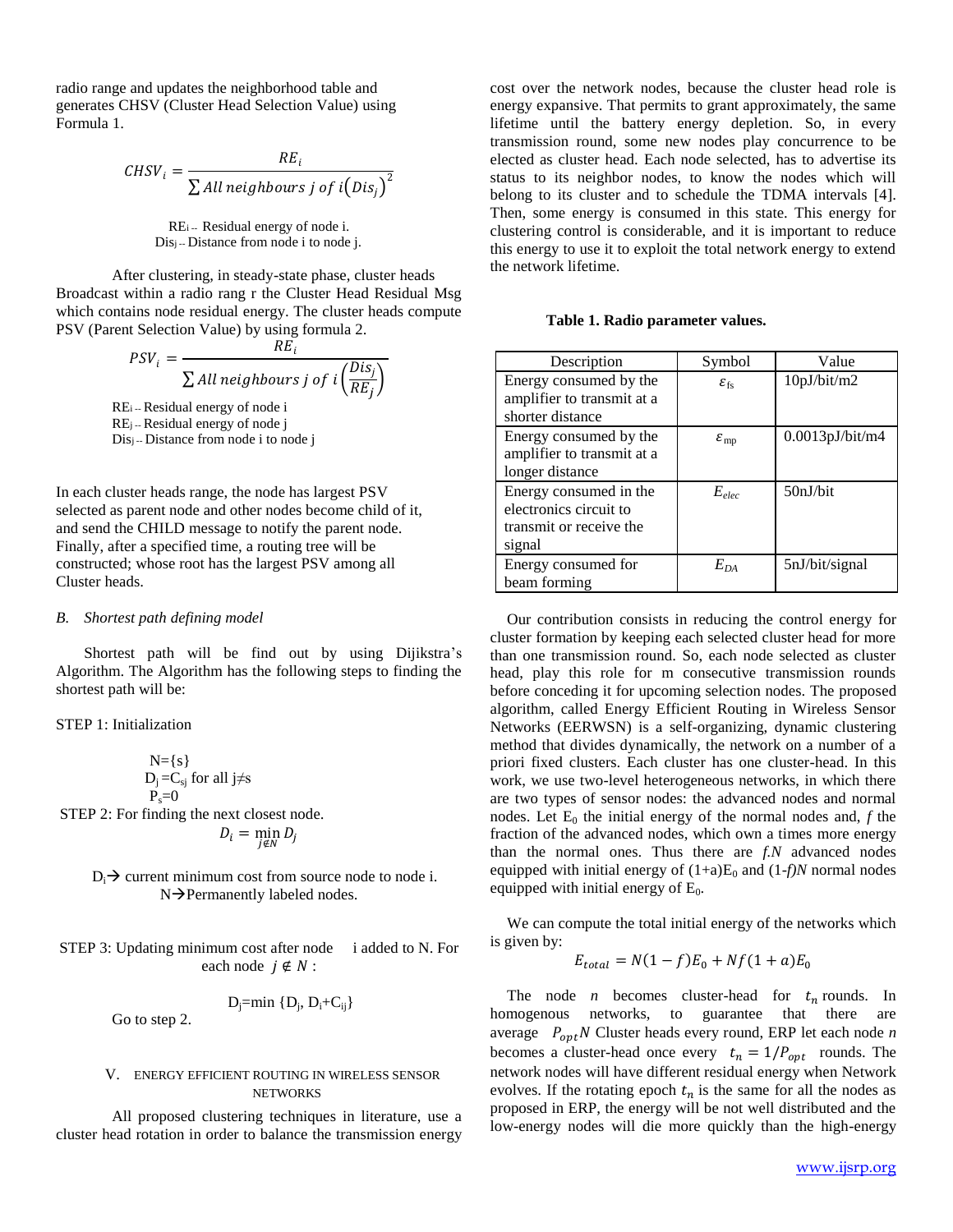radio range and updates the neighborhood table and generates CHSV (Cluster Head Selection Value) using Formula 1.

$$CHSV_i = \frac{RE_i}{\sum All\ neighbours\ j\ of\ i\left(Dis_j\right)^2}$$

$RE_i$ -- Residual energy of node i.
$Dis_j$ -- Distance from node i to node j.

After clustering, in steady-state phase, cluster heads Broadcast within a radio rang r the Cluster Head Residual Msg which contains node residual energy. The cluster heads compute PSV (Parent Selection Value) by using formula 2.

$$PSV_i = \frac{RE_i}{\sum All\ neighbours\ j\ of\ i\left(\frac{Dis_j}{RE_j}\right)}$$

$RE_i$ -- Residual energy of node i
$RE_j$ -- Residual energy of node j
$Dis_j$ -- Distance from node i to node j

In each cluster heads range, the node has largest PSV selected as parent node and other nodes become child of it, and send the CHILD message to notify the parent node. Finally, after a specified time, a routing tree will be constructed; whose root has the largest PSV among all Cluster heads.

### B. Shortest path defining model

Shortest path will be find out by using Dijikstra's Algorithm. The Algorithm has the following steps to finding the shortest path will be:

STEP 1: Initialization

$N=\{s\}$
$D_j=C_{sj}$ for all $j\neq s$
$P_s=0$

STEP 2: For finding the next closest node.

$$D_i = \min_{j\notin N} D_j$$

$D_i$ → current minimum cost from source node to node i.
N → Permanently labeled nodes.

STEP 3: Updating minimum cost after node i added to N. For each node $j \notin N$ :

$$D_j=\min\{D_j, D_i+C_{ij}\}$$

Go to step 2.

## V. ENERGY EFFICIENT ROUTING IN WIRELESS SENSOR NETWORKS

All proposed clustering techniques in literature, use a cluster head rotation in order to balance the transmission energy cost over the network nodes, because the cluster head role is energy expansive. That permits to grant approximately, the same lifetime until the battery energy depletion. So, in every transmission round, some new nodes play concurrence to be elected as cluster head. Each node selected, has to advertise its status to its neighbor nodes, to know the nodes which will belong to its cluster and to schedule the TDMA intervals [4]. Then, some energy is consumed in this state. This energy for clustering control is considerable, and it is important to reduce this energy to use it to exploit the total network energy to extend the network lifetime.

**Table 1. Radio parameter values.**

| Description | Symbol | Value |
|---|---|---|
| Energy consumed by the amplifier to transmit at a shorter distance | $\varepsilon_{fs}$ | 10pJ/bit/m2 |
| Energy consumed by the amplifier to transmit at a longer distance | $\varepsilon_{mp}$ | 0.0013pJ/bit/m4 |
| Energy consumed in the electronics circuit to transmit or receive the signal | $E_{elec}$ | 50nJ/bit |
| Energy consumed for beam forming | $E_{DA}$ | 5nJ/bit/signal |

Our contribution consists in reducing the control energy for cluster formation by keeping each selected cluster head for more than one transmission round. So, each node selected as cluster head, play this role for m consecutive transmission rounds before conceding it for upcoming selection nodes. The proposed algorithm, called Energy Efficient Routing in Wireless Sensor Networks (EERWSN) is a self-organizing, dynamic clustering method that divides dynamically, the network on a number of a priori fixed clusters. Each cluster has one cluster-head. In this work, we use two-level heterogeneous networks, in which there are two types of sensor nodes: the advanced nodes and normal nodes. Let $E_0$ the initial energy of the normal nodes and, *f* the fraction of the advanced nodes, which own a times more energy than the normal ones. Thus there are *f.N* advanced nodes equipped with initial energy of $(1+a)E_0$ and $(1-f)N$ normal nodes equipped with initial energy of $E_0$.

We can compute the total initial energy of the networks which is given by:

$$E_{total} = N(1-f)E_0 + Nf(1+a)E_0$$

The node *n* becomes cluster-head for $t_n$ rounds. In homogenous networks, to guarantee that there are average $P_{opt}N$ Cluster heads every round, ERP let each node *n* becomes a cluster-head once every $t_n = 1/P_{opt}$ rounds. The network nodes will have different residual energy when Network evolves. If the rotating epoch $t_n$ is the same for all the nodes as proposed in ERP, the energy will be not well distributed and the low-energy nodes will die more quickly than the high-energy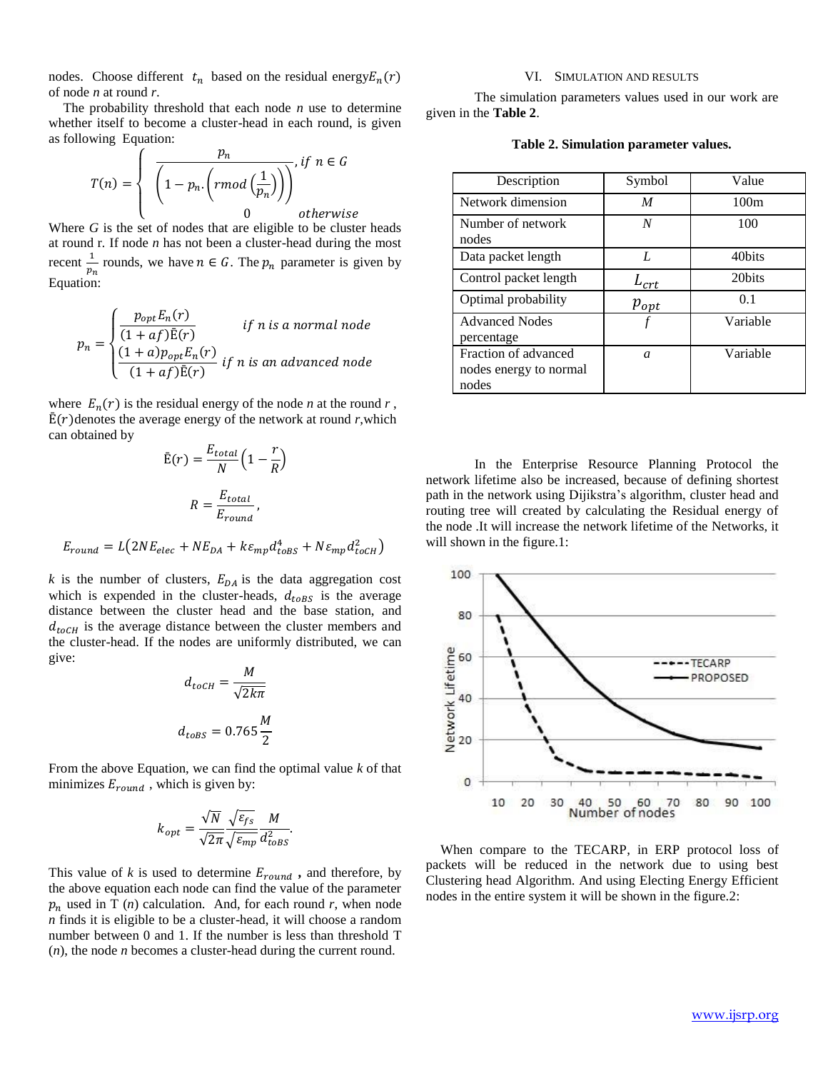nodes. Choose different $t_n$ based on the residual energy$E_n(r)$ of node *n* at round *r*.

The probability threshold that each node *n* use to determine whether itself to become a cluster-head in each round, is given as following Equation:

$$T(n) = \begin{cases} \dfrac{p_n}{\left(1 - p_n.\left(r mod\left(\frac{1}{p_n}\right)\right)\right)}, & if\ n \in G \\ 0 & otherwise \end{cases}$$

Where *G* is the set of nodes that are eligible to be cluster heads at round r. If node *n* has not been a cluster-head during the most recent $\frac{1}{p_n}$ rounds, we have $n \in G$. The $p_n$ parameter is given by Equation:

$$p_n = \begin{cases} \dfrac{p_{opt} E_n(r)}{(1 + af)\bar{E}(r)} & if\ n\ is\ a\ normal\ node \\ \dfrac{(1 + a)p_{opt} E_n(r)}{(1 + af)\bar{E}(r)} & if\ n\ is\ an\ advanced\ node \end{cases}$$

where $E_n(r)$ is the residual energy of the node *n* at the round *r* , $\bar{E}(r)$denotes the average energy of the network at round *r*,which can obtained by

$$\bar{E}(r) = \frac{E_{total}}{N}\left(1 - \frac{r}{R}\right)$$

$$R = \frac{E_{total}}{E_{round}},$$

$$E_{round} = L\left(2NE_{elec} + NE_{DA} + k\varepsilon_{mp} d_{toBS}^4 + N\varepsilon_{mp} d_{toCH}^2\right)$$

*k* is the number of clusters, $E_{DA}$ is the data aggregation cost which is expended in the cluster-heads, $d_{toBS}$ is the average distance between the cluster head and the base station, and $d_{toCH}$ is the average distance between the cluster members and the cluster-head. If the nodes are uniformly distributed, we can give:

$$d_{toCH} = \frac{M}{\sqrt{2k\pi}}$$

$$d_{toBS} = 0.765\frac{M}{2}$$

From the above Equation, we can find the optimal value *k* of that minimizes $E_{round}$ , which is given by:

$$k_{opt} = \frac{\sqrt{N}}{\sqrt{2\pi}}\frac{\sqrt{\varepsilon_{fs}}}{\sqrt{\varepsilon_{mp}}}\frac{M}{d_{toBS}^2}.$$

This value of *k* is used to determine $E_{round}$ **,** and therefore, by the above equation each node can find the value of the parameter $p_n$ used in T (*n*) calculation. And, for each round *r*, when node *n* finds it is eligible to be a cluster-head, it will choose a random number between 0 and 1. If the number is less than threshold T (*n*), the node *n* becomes a cluster-head during the current round.

## VI. Simulation and Results

The simulation parameters values used in our work are given in the **Table 2**.

**Table 2. Simulation parameter values.**

| Description | Symbol | Value |
|---|---|---|
| Network dimension | *M* | 100m |
| Number of network nodes | *N* | 100 |
| Data packet length | *L* | 40bits |
| Control packet length | $L_{crt}$ | 20bits |
| Optimal probability | $p_{opt}$ | 0.1 |
| Advanced Nodes percentage | *f* | Variable |
| Fraction of advanced nodes energy to normal nodes | *a* | Variable |

In the Enterprise Resource Planning Protocol the network lifetime also be increased, because of defining shortest path in the network using Dijikstra's algorithm, cluster head and routing tree will created by calculating the Residual energy of the node .It will increase the network lifetime of the Networks, it will shown in the figure.1:

When compare to the TECARP, in ERP protocol loss of packets will be reduced in the network due to using best Clustering head Algorithm. And using Electing Energy Efficient nodes in the entire system it will be shown in the figure.2: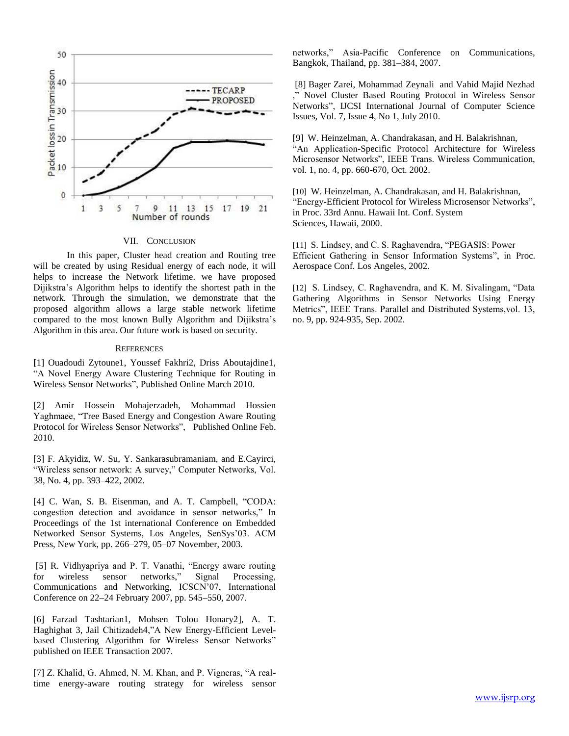50
40
30
20
10
0

Packet loss in Transmission

TECARP
PROPOSED

1 3 5 7 9 11 13 15 17 19 21

Number of rounds

## VII. CONCLUSION

In this paper, Cluster head creation and Routing tree will be created by using Residual energy of each node, it will helps to increase the Network lifetime. we have proposed Dijikstra's Algorithm helps to identify the shortest path in the network. Through the simulation, we demonstrate that the proposed algorithm allows a large stable network lifetime compared to the most known Bully Algorithm and Dijikstra's Algorithm in this area. Our future work is based on security.

## REFERENCES

[1] Ouadoudi Zytoune1, Youssef Fakhri2, Driss Aboutajdine1, "A Novel Energy Aware Clustering Technique for Routing in Wireless Sensor Networks", Published Online March 2010.

[2] Amir Hossein Mohajerzadeh, Mohammad Hossien Yaghmaee, "Tree Based Energy and Congestion Aware Routing Protocol for Wireless Sensor Networks", Published Online Feb. 2010.

[3] F. Akyidiz, W. Su, Y. Sankarasubramaniam, and E.Cayirci, "Wireless sensor network: A survey," Computer Networks, Vol. 38, No. 4, pp. 393–422, 2002.

[4] C. Wan, S. B. Eisenman, and A. T. Campbell, "CODA: congestion detection and avoidance in sensor networks," In Proceedings of the 1st international Conference on Embedded Networked Sensor Systems, Los Angeles, SenSys'03. ACM Press, New York, pp. 266–279, 05–07 November, 2003.

[5] R. Vidhyapriya and P. T. Vanathi, "Energy aware routing for wireless sensor networks," Signal Processing, Communications and Networking, ICSCN'07, International Conference on 22–24 February 2007, pp. 545–550, 2007.

[6] Farzad Tashtarian1, Mohsen Tolou Honary2], A. T. Haghighat 3, Jail Chitizadeh4,"A New Energy-Efficient Level-based Clustering Algorithm for Wireless Sensor Networks" published on IEEE Transaction 2007.

[7] Z. Khalid, G. Ahmed, N. M. Khan, and P. Vigneras, "A real-time energy-aware routing strategy for wireless sensor networks," Asia-Pacific Conference on Communications, Bangkok, Thailand, pp. 381–384, 2007.

[8] Bager Zarei, Mohammad Zeynali and Vahid Majid Nezhad ," Novel Cluster Based Routing Protocol in Wireless Sensor Networks", IJCSI International Journal of Computer Science Issues, Vol. 7, Issue 4, No 1, July 2010.

[9] W. Heinzelman, A. Chandrakasan, and H. Balakrishnan, "An Application-Specific Protocol Architecture for Wireless Microsensor Networks", IEEE Trans. Wireless Communication, vol. 1, no. 4, pp. 660-670, Oct. 2002.

[10] W. Heinzelman, A. Chandrakasan, and H. Balakrishnan, "Energy-Efficient Protocol for Wireless Microsensor Networks", in Proc. 33rd Annu. Hawaii Int. Conf. System Sciences, Hawaii, 2000.

[11] S. Lindsey, and C. S. Raghavendra, "PEGASIS: Power Efficient Gathering in Sensor Information Systems", in Proc. Aerospace Conf. Los Angeles, 2002.

[12] S. Lindsey, C. Raghavendra, and K. M. Sivalingam, "Data Gathering Algorithms in Sensor Networks Using Energy Metrics", IEEE Trans. Parallel and Distributed Systems,vol. 13, no. 9, pp. 924-935, Sep. 2002.